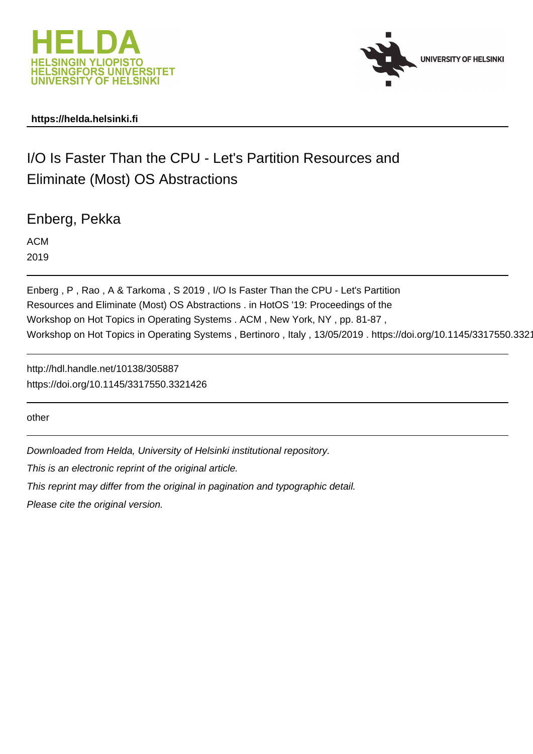HELDA
HELSINGIN YLIOPISTO
HELSINGFORS UNIVERSITET
UNIVERSITY OF HELSINKI

UNIVERSITY OF HELSINKI

**https://helda.helsinki.fi**

# I/O Is Faster Than the CPU - Let's Partition Resources and Eliminate (Most) OS Abstractions

Enberg, Pekka

ACM

2019

Enberg , P , Rao , A & Tarkoma , S 2019 , I/O Is Faster Than the CPU - Let's Partition Resources and Eliminate (Most) OS Abstractions . in HotOS '19: Proceedings of the Workshop on Hot Topics in Operating Systems . ACM , New York, NY , pp. 81-87 , Workshop on Hot Topics in Operating Systems , Bertinoro , Italy , 13/05/2019 . https://doi.org/10.1145/3317550.3321

http://hdl.handle.net/10138/305887

https://doi.org/10.1145/3317550.3321426

other

*Downloaded from Helda, University of Helsinki institutional repository.*

*This is an electronic reprint of the original article.*

*This reprint may differ from the original in pagination and typographic detail.*

*Please cite the original version.*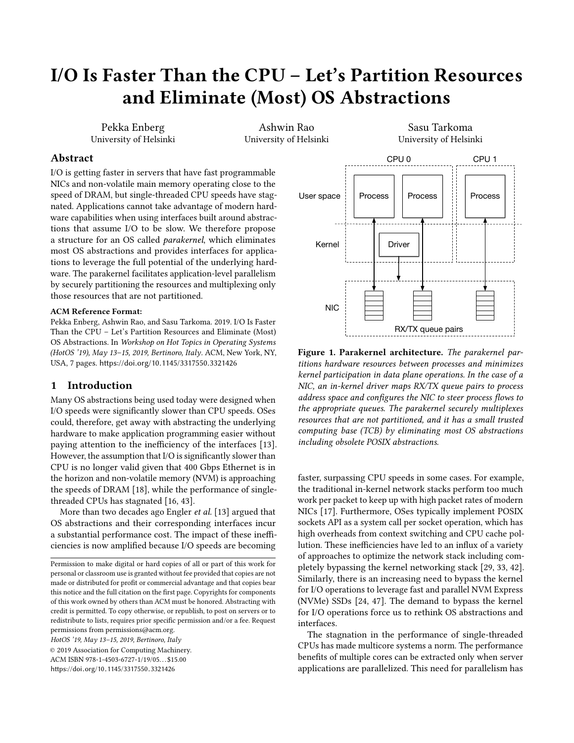# I/O Is Faster Than the CPU – Let's Partition Resources and Eliminate (Most) OS Abstractions

Pekka Enberg
University of Helsinki

Ashwin Rao
University of Helsinki

Sasu Tarkoma
University of Helsinki

## Abstract

I/O is getting faster in servers that have fast programmable NICs and non-volatile main memory operating close to the speed of DRAM, but single-threaded CPU speeds have stagnated. Applications cannot take advantage of modern hardware capabilities when using interfaces built around abstractions that assume I/O to be slow. We therefore propose a structure for an OS called *parakernel*, which eliminates most OS abstractions and provides interfaces for applications to leverage the full potential of the underlying hardware. The parakernel facilitates application-level parallelism by securely partitioning the resources and multiplexing only those resources that are not partitioned.

**ACM Reference Format:**
Pekka Enberg, Ashwin Rao, and Sasu Tarkoma. 2019. I/O Is Faster Than the CPU – Let's Partition Resources and Eliminate (Most) OS Abstractions. In *Workshop on Hot Topics in Operating Systems (HotOS '19), May 13–15, 2019, Bertinoro, Italy*. ACM, New York, NY, USA, 7 pages. https://doi.org/10.1145/3317550.3321426

## 1 Introduction

Many OS abstractions being used today were designed when I/O speeds were significantly slower than CPU speeds. OSes could, therefore, get away with abstracting the underlying hardware to make application programming easier without paying attention to the inefficiency of the interfaces [13]. However, the assumption that I/O is significantly slower than CPU is no longer valid given that 400 Gbps Ethernet is in the horizon and non-volatile memory (NVM) is approaching the speeds of DRAM [18], while the performance of single-threaded CPUs has stagnated [16, 43].

More than two decades ago Engler *et al.* [13] argued that OS abstractions and their corresponding interfaces incur a substantial performance cost. The impact of these inefficiencies is now amplified because I/O speeds are becoming faster, surpassing CPU speeds in some cases. For example, the traditional in-kernel network stacks perform too much work per packet to keep up with high packet rates of modern NICs [17]. Furthermore, OSes typically implement POSIX sockets API as a system call per socket operation, which has high overheads from context switching and CPU cache pollution. These inefficiencies have led to an influx of a variety of approaches to optimize the network stack including completely bypassing the kernel networking stack [29, 33, 42]. Similarly, there is an increasing need to bypass the kernel for I/O operations to leverage fast and parallel NVM Express (NVMe) SSDs [24, 47]. The demand to bypass the kernel for I/O operations force us to rethink OS abstractions and interfaces.

The stagnation in the performance of single-threaded CPUs has made multicore systems a norm. The performance benefits of multiple cores can be extracted only when server applications are parallelized. This need for parallelism has

**Figure 1. Parakernel architecture.** *The parakernel partitions hardware resources between processes and minimizes kernel participation in data plane operations. In the case of a NIC, an in-kernel driver maps RX/TX queue pairs to process address space and configures the NIC to steer process flows to the appropriate queues. The parakernel securely multiplexes resources that are not partitioned, and it has a small trusted computing base (TCB) by eliminating most OS abstractions including obsolete POSIX abstractions.*

Permission to make digital or hard copies of all or part of this work for personal or classroom use is granted without fee provided that copies are not made or distributed for profit or commercial advantage and that copies bear this notice and the full citation on the first page. Copyrights for components of this work owned by others than ACM must be honored. Abstracting with credit is permitted. To copy otherwise, or republish, to post on servers or to redistribute to lists, requires prior specific permission and/or a fee. Request permissions from permissions@acm.org.
*HotOS '19, May 13–15, 2019, Bertinoro, Italy*
© 2019 Association for Computing Machinery.
ACM ISBN 978-1-4503-6727-1/19/05...$15.00
https://doi.org/10.1145/3317550.3321426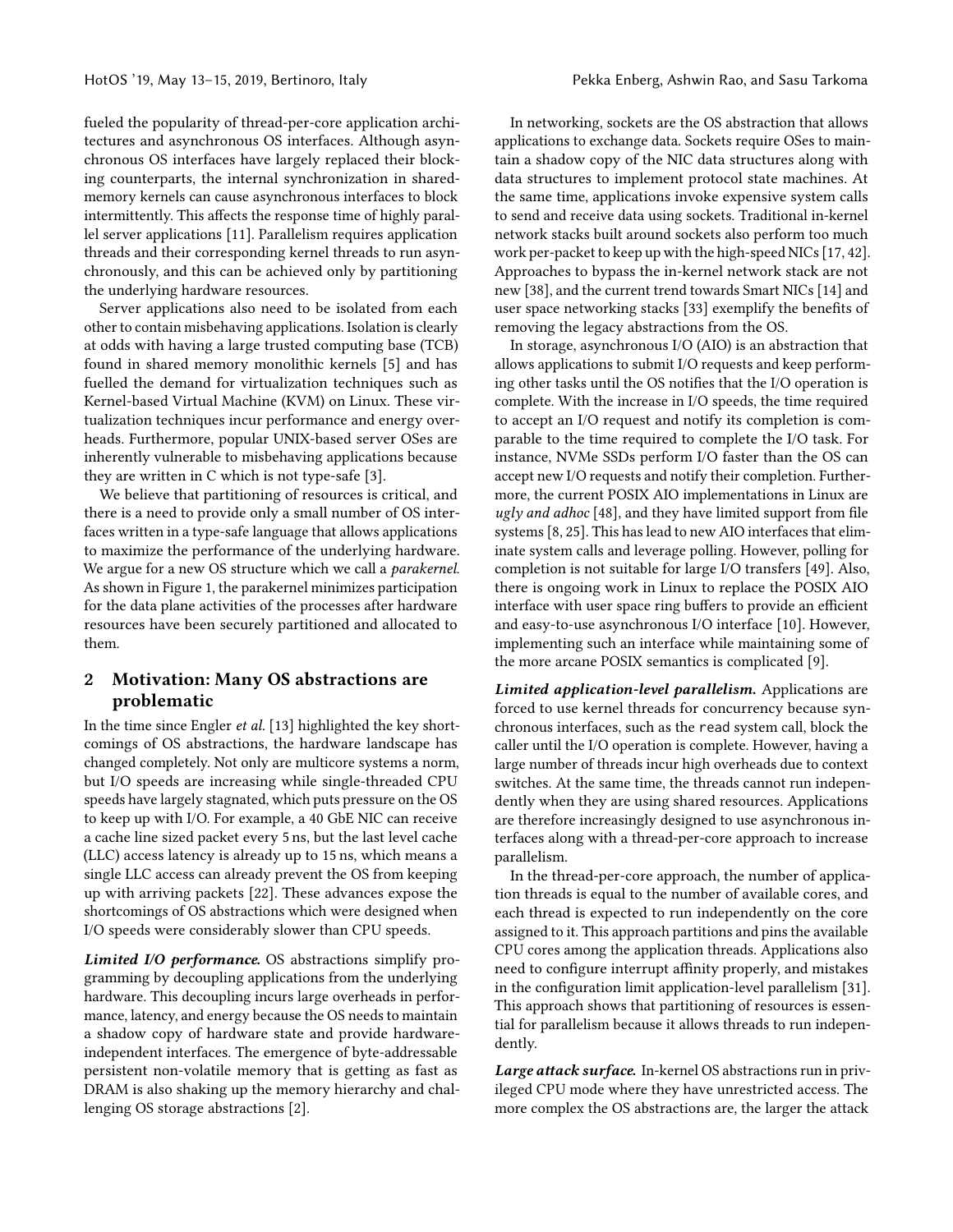fueled the popularity of thread-per-core application architectures and asynchronous OS interfaces. Although asynchronous OS interfaces have largely replaced their blocking counterparts, the internal synchronization in shared-memory kernels can cause asynchronous interfaces to block intermittently. This affects the response time of highly parallel server applications [11]. Parallelism requires application threads and their corresponding kernel threads to run asynchronously, and this can be achieved only by partitioning the underlying hardware resources.

Server applications also need to be isolated from each other to contain misbehaving applications. Isolation is clearly at odds with having a large trusted computing base (TCB) found in shared memory monolithic kernels [5] and has fuelled the demand for virtualization techniques such as Kernel-based Virtual Machine (KVM) on Linux. These virtualization techniques incur performance and energy overheads. Furthermore, popular UNIX-based server OSes are inherently vulnerable to misbehaving applications because they are written in C which is not type-safe [3].

We believe that partitioning of resources is critical, and there is a need to provide only a small number of OS interfaces written in a type-safe language that allows applications to maximize the performance of the underlying hardware. We argue for a new OS structure which we call a *parakernel*. As shown in Figure 1, the parakernel minimizes participation for the data plane activities of the processes after hardware resources have been securely partitioned and allocated to them.

## 2 Motivation: Many OS abstractions are problematic

In the time since Engler *et al.* [13] highlighted the key shortcomings of OS abstractions, the hardware landscape has changed completely. Not only are multicore systems a norm, but I/O speeds are increasing while single-threaded CPU speeds have largely stagnated, which puts pressure on the OS to keep up with I/O. For example, a 40 GbE NIC can receive a cache line sized packet every 5 ns, but the last level cache (LLC) access latency is already up to 15 ns, which means a single LLC access can already prevent the OS from keeping up with arriving packets [22]. These advances expose the shortcomings of OS abstractions which were designed when I/O speeds were considerably slower than CPU speeds.

***Limited I/O performance.*** OS abstractions simplify programming by decoupling applications from the underlying hardware. This decoupling incurs large overheads in performance, latency, and energy because the OS needs to maintain a shadow copy of hardware state and provide hardware-independent interfaces. The emergence of byte-addressable persistent non-volatile memory that is getting as fast as DRAM is also shaking up the memory hierarchy and challenging OS storage abstractions [2].

In networking, sockets are the OS abstraction that allows applications to exchange data. Sockets require OSes to maintain a shadow copy of the NIC data structures along with data structures to implement protocol state machines. At the same time, applications invoke expensive system calls to send and receive data using sockets. Traditional in-kernel network stacks built around sockets also perform too much work per-packet to keep up with the high-speed NICs [17, 42]. Approaches to bypass the in-kernel network stack are not new [38], and the current trend towards Smart NICs [14] and user space networking stacks [33] exemplify the benefits of removing the legacy abstractions from the OS.

In storage, asynchronous I/O (AIO) is an abstraction that allows applications to submit I/O requests and keep performing other tasks until the OS notifies that the I/O operation is complete. With the increase in I/O speeds, the time required to accept an I/O request and notify its completion is comparable to the time required to complete the I/O task. For instance, NVMe SSDs perform I/O faster than the OS can accept new I/O requests and notify their completion. Furthermore, the current POSIX AIO implementations in Linux are *ugly and adhoc* [48], and they have limited support from file systems [8, 25]. This has lead to new AIO interfaces that eliminate system calls and leverage polling. However, polling for completion is not suitable for large I/O transfers [49]. Also, there is ongoing work in Linux to replace the POSIX AIO interface with user space ring buffers to provide an efficient and easy-to-use asynchronous I/O interface [10]. However, implementing such an interface while maintaining some of the more arcane POSIX semantics is complicated [9].

***Limited application-level parallelism.*** Applications are forced to use kernel threads for concurrency because synchronous interfaces, such as the `read` system call, block the caller until the I/O operation is complete. However, having a large number of threads incur high overheads due to context switches. At the same time, the threads cannot run independently when they are using shared resources. Applications are therefore increasingly designed to use asynchronous interfaces along with a thread-per-core approach to increase parallelism.

In the thread-per-core approach, the number of application threads is equal to the number of available cores, and each thread is expected to run independently on the core assigned to it. This approach partitions and pins the available CPU cores among the application threads. Applications also need to configure interrupt affinity properly, and mistakes in the configuration limit application-level parallelism [31]. This approach shows that partitioning of resources is essential for parallelism because it allows threads to run independently.

***Large attack surface.*** In-kernel OS abstractions run in privileged CPU mode where they have unrestricted access. The more complex the OS abstractions are, the larger the attack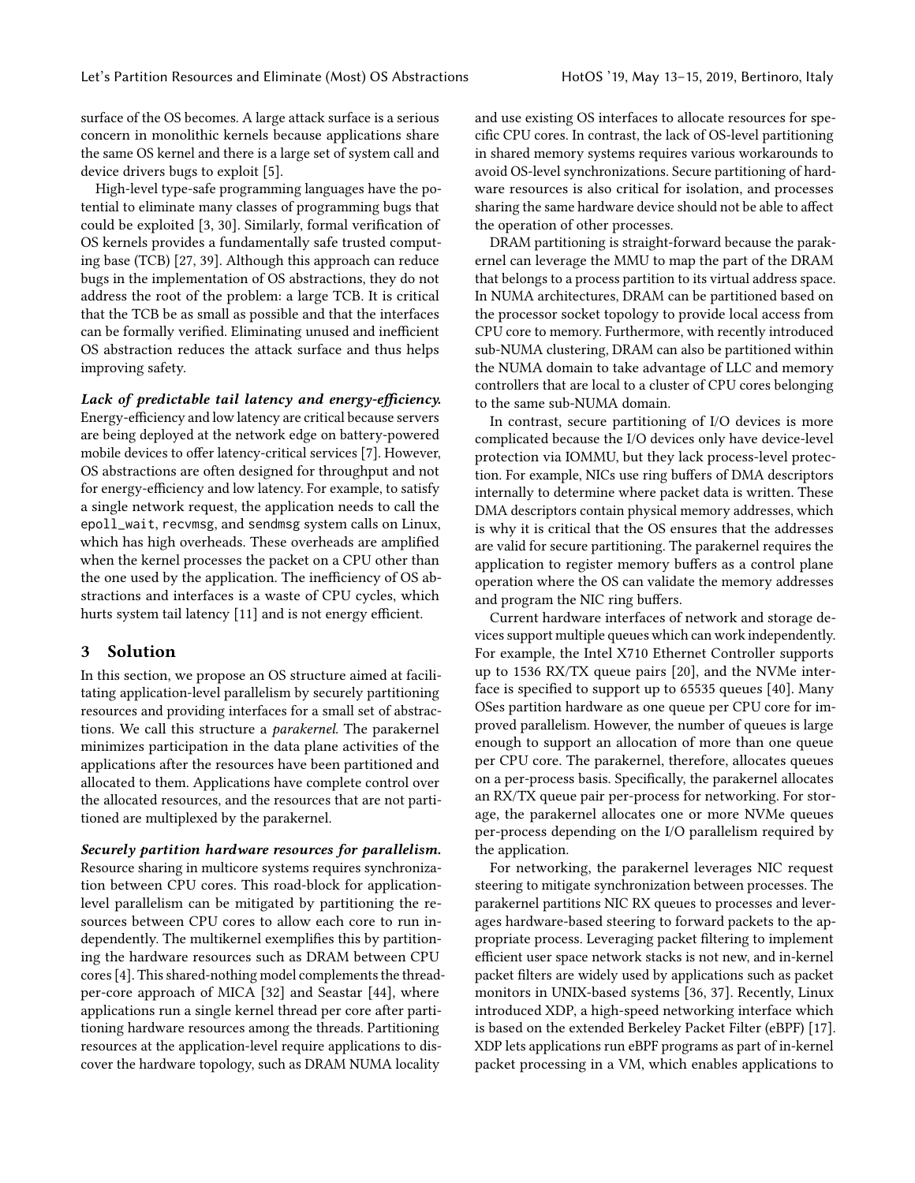surface of the OS becomes. A large attack surface is a serious concern in monolithic kernels because applications share the same OS kernel and there is a large set of system call and device drivers bugs to exploit [5].

High-level type-safe programming languages have the potential to eliminate many classes of programming bugs that could be exploited [3, 30]. Similarly, formal verification of OS kernels provides a fundamentally safe trusted computing base (TCB) [27, 39]. Although this approach can reduce bugs in the implementation of OS abstractions, they do not address the root of the problem: a large TCB. It is critical that the TCB be as small as possible and that the interfaces can be formally verified. Eliminating unused and inefficient OS abstraction reduces the attack surface and thus helps improving safety.

***Lack of predictable tail latency and energy-efficiency.*** Energy-efficiency and low latency are critical because servers are being deployed at the network edge on battery-powered mobile devices to offer latency-critical services [7]. However, OS abstractions are often designed for throughput and not for energy-efficiency and low latency. For example, to satisfy a single network request, the application needs to call the `epoll_wait`, `recvmsg`, and `sendmsg` system calls on Linux, which has high overheads. These overheads are amplified when the kernel processes the packet on a CPU other than the one used by the application. The inefficiency of OS abstractions and interfaces is a waste of CPU cycles, which hurts system tail latency [11] and is not energy efficient.

## 3 Solution

In this section, we propose an OS structure aimed at facilitating application-level parallelism by securely partitioning resources and providing interfaces for a small set of abstractions. We call this structure a *parakernel*. The parakernel minimizes participation in the data plane activities of the applications after the resources have been partitioned and allocated to them. Applications have complete control over the allocated resources, and the resources that are not partitioned are multiplexed by the parakernel.

***Securely partition hardware resources for parallelism.*** Resource sharing in multicore systems requires synchronization between CPU cores. This road-block for application-level parallelism can be mitigated by partitioning the resources between CPU cores to allow each core to run independently. The multikernel exemplifies this by partitioning the hardware resources such as DRAM between CPU cores [4]. This shared-nothing model complements the thread-per-core approach of MICA [32] and Seastar [44], where applications run a single kernel thread per core after partitioning hardware resources among the threads. Partitioning resources at the application-level require applications to discover the hardware topology, such as DRAM NUMA locality and use existing OS interfaces to allocate resources for specific CPU cores. In contrast, the lack of OS-level partitioning in shared memory systems requires various workarounds to avoid OS-level synchronizations. Secure partitioning of hardware resources is also critical for isolation, and processes sharing the same hardware device should not be able to affect the operation of other processes.

DRAM partitioning is straight-forward because the parakernel can leverage the MMU to map the part of the DRAM that belongs to a process partition to its virtual address space. In NUMA architectures, DRAM can be partitioned based on the processor socket topology to provide local access from CPU core to memory. Furthermore, with recently introduced sub-NUMA clustering, DRAM can also be partitioned within the NUMA domain to take advantage of LLC and memory controllers that are local to a cluster of CPU cores belonging to the same sub-NUMA domain.

In contrast, secure partitioning of I/O devices is more complicated because the I/O devices only have device-level protection via IOMMU, but they lack process-level protection. For example, NICs use ring buffers of DMA descriptors internally to determine where packet data is written. These DMA descriptors contain physical memory addresses, which is why it is critical that the OS ensures that the addresses are valid for secure partitioning. The parakernel requires the application to register memory buffers as a control plane operation where the OS can validate the memory addresses and program the NIC ring buffers.

Current hardware interfaces of network and storage devices support multiple queues which can work independently. For example, the Intel X710 Ethernet Controller supports up to 1536 RX/TX queue pairs [20], and the NVMe interface is specified to support up to 65535 queues [40]. Many OSes partition hardware as one queue per CPU core for improved parallelism. However, the number of queues is large enough to support an allocation of more than one queue per CPU core. The parakernel, therefore, allocates queues on a per-process basis. Specifically, the parakernel allocates an RX/TX queue pair per-process for networking. For storage, the parakernel allocates one or more NVMe queues per-process depending on the I/O parallelism required by the application.

For networking, the parakernel leverages NIC request steering to mitigate synchronization between processes. The parakernel partitions NIC RX queues to processes and leverages hardware-based steering to forward packets to the appropriate process. Leveraging packet filtering to implement efficient user space network stacks is not new, and in-kernel packet filters are widely used by applications such as packet monitors in UNIX-based systems [36, 37]. Recently, Linux introduced XDP, a high-speed networking interface which is based on the extended Berkeley Packet Filter (eBPF) [17]. XDP lets applications run eBPF programs as part of in-kernel packet processing in a VM, which enables applications to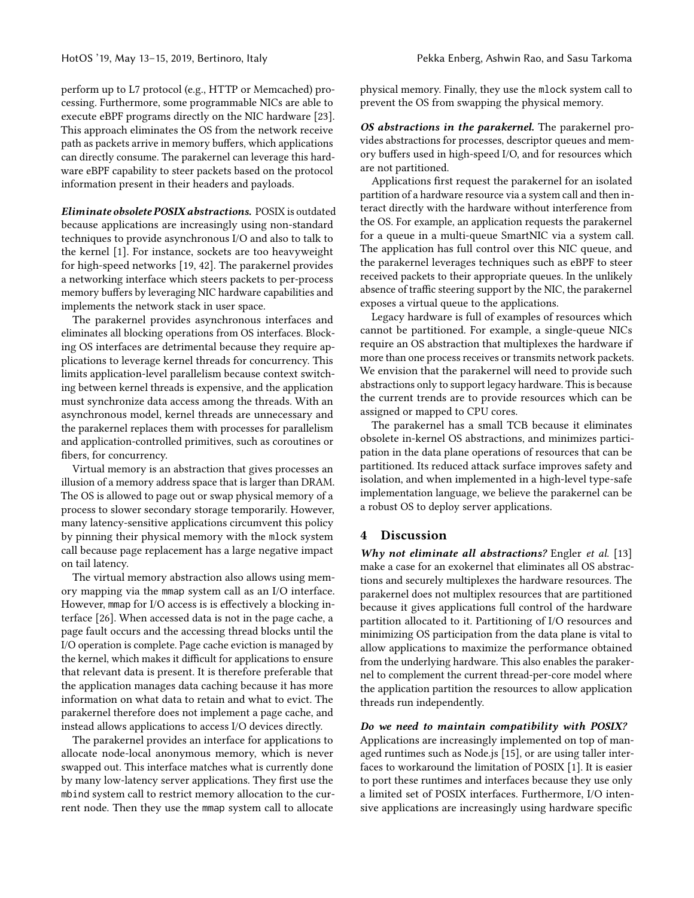perform up to L7 protocol (e.g., HTTP or Memcached) processing. Furthermore, some programmable NICs are able to execute eBPF programs directly on the NIC hardware [23]. This approach eliminates the OS from the network receive path as packets arrive in memory buffers, which applications can directly consume. The parakernel can leverage this hardware eBPF capability to steer packets based on the protocol information present in their headers and payloads.

***Eliminate obsolete POSIX abstractions.*** POSIX is outdated because applications are increasingly using non-standard techniques to provide asynchronous I/O and also to talk to the kernel [1]. For instance, sockets are too heavyweight for high-speed networks [19, 42]. The parakernel provides a networking interface which steers packets to per-process memory buffers by leveraging NIC hardware capabilities and implements the network stack in user space.

The parakernel provides asynchronous interfaces and eliminates all blocking operations from OS interfaces. Blocking OS interfaces are detrimental because they require applications to leverage kernel threads for concurrency. This limits application-level parallelism because context switching between kernel threads is expensive, and the application must synchronize data access among the threads. With an asynchronous model, kernel threads are unnecessary and the parakernel replaces them with processes for parallelism and application-controlled primitives, such as coroutines or fibers, for concurrency.

Virtual memory is an abstraction that gives processes an illusion of a memory address space that is larger than DRAM. The OS is allowed to page out or swap physical memory of a process to slower secondary storage temporarily. However, many latency-sensitive applications circumvent this policy by pinning their physical memory with the `mlock` system call because page replacement has a large negative impact on tail latency.

The virtual memory abstraction also allows using memory mapping via the `mmap` system call as an I/O interface. However, `mmap` for I/O access is is effectively a blocking interface [26]. When accessed data is not in the page cache, a page fault occurs and the accessing thread blocks until the I/O operation is complete. Page cache eviction is managed by the kernel, which makes it difficult for applications to ensure that relevant data is present. It is therefore preferable that the application manages data caching because it has more information on what data to retain and what to evict. The parakernel therefore does not implement a page cache, and instead allows applications to access I/O devices directly.

The parakernel provides an interface for applications to allocate node-local anonymous memory, which is never swapped out. This interface matches what is currently done by many low-latency server applications. They first use the `mbind` system call to restrict memory allocation to the current node. Then they use the `mmap` system call to allocate physical memory. Finally, they use the `mlock` system call to prevent the OS from swapping the physical memory.

***OS abstractions in the parakernel.*** The parakernel provides abstractions for processes, descriptor queues and memory buffers used in high-speed I/O, and for resources which are not partitioned.

Applications first request the parakernel for an isolated partition of a hardware resource via a system call and then interact directly with the hardware without interference from the OS. For example, an application requests the parakernel for a queue in a multi-queue SmartNIC via a system call. The application has full control over this NIC queue, and the parakernel leverages techniques such as eBPF to steer received packets to their appropriate queues. In the unlikely absence of traffic steering support by the NIC, the parakernel exposes a virtual queue to the applications.

Legacy hardware is full of examples of resources which cannot be partitioned. For example, a single-queue NICs require an OS abstraction that multiplexes the hardware if more than one process receives or transmits network packets. We envision that the parakernel will need to provide such abstractions only to support legacy hardware. This is because the current trends are to provide resources which can be assigned or mapped to CPU cores.

The parakernel has a small TCB because it eliminates obsolete in-kernel OS abstractions, and minimizes participation in the data plane operations of resources that can be partitioned. Its reduced attack surface improves safety and isolation, and when implemented in a high-level type-safe implementation language, we believe the parakernel can be a robust OS to deploy server applications.

## 4 Discussion

***Why not eliminate all abstractions?*** Engler *et al.* [13] make a case for an exokernel that eliminates all OS abstractions and securely multiplexes the hardware resources. The parakernel does not multiplex resources that are partitioned because it gives applications full control of the hardware partition allocated to it. Partitioning of I/O resources and minimizing OS participation from the data plane is vital to allow applications to maximize the performance obtained from the underlying hardware. This also enables the parakernel to complement the current thread-per-core model where the application partition the resources to allow application threads run independently.

***Do we need to maintain compatibility with POSIX?*** Applications are increasingly implemented on top of managed runtimes such as Node.js [15], or are using taller interfaces to workaround the limitation of POSIX [1]. It is easier to port these runtimes and interfaces because they use only a limited set of POSIX interfaces. Furthermore, I/O intensive applications are increasingly using hardware specific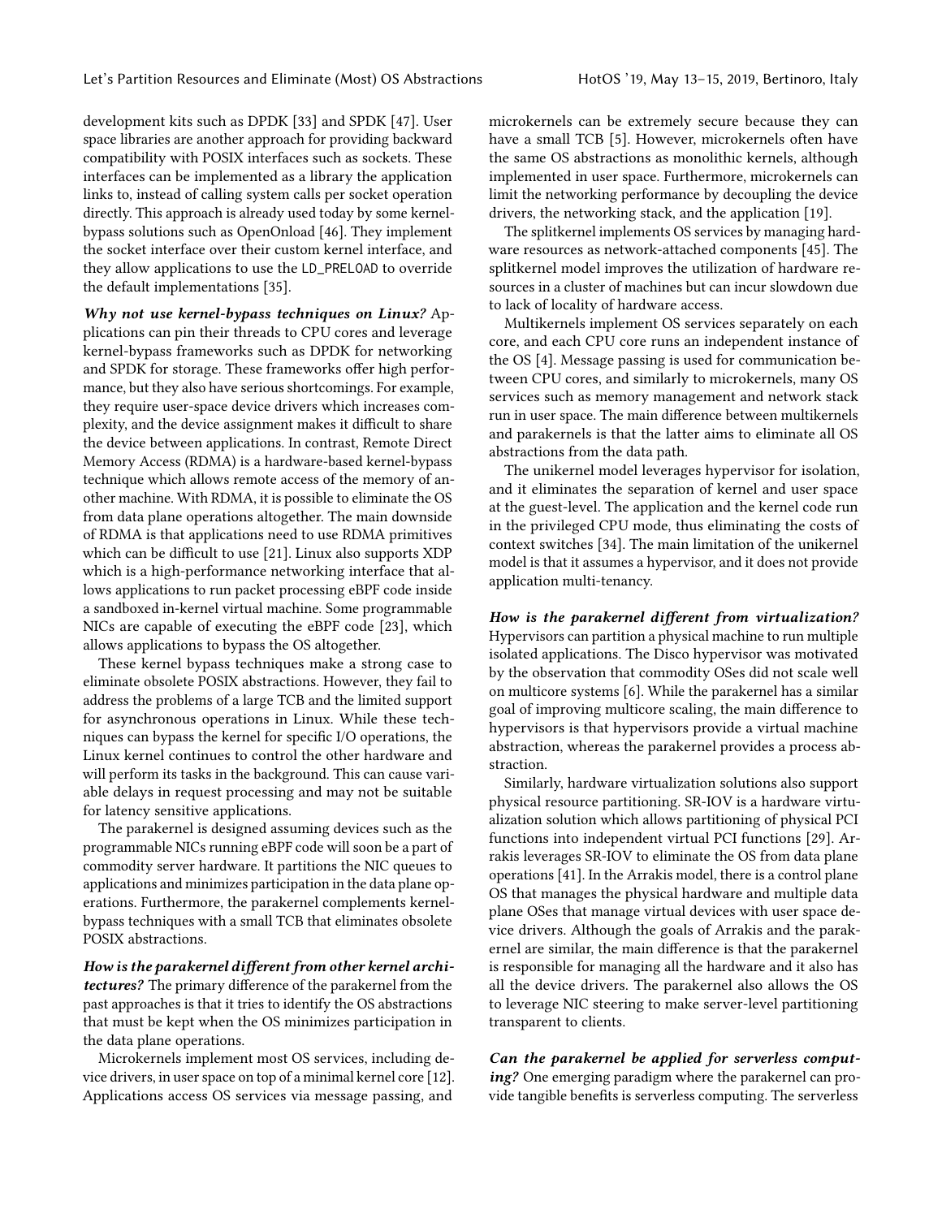development kits such as DPDK [33] and SPDK [47]. User space libraries are another approach for providing backward compatibility with POSIX interfaces such as sockets. These interfaces can be implemented as a library the application links to, instead of calling system calls per socket operation directly. This approach is already used today by some kernel-bypass solutions such as OpenOnload [46]. They implement the socket interface over their custom kernel interface, and they allow applications to use the `LD_PRELOAD` to override the default implementations [35].

***Why not use kernel-bypass techniques on Linux?*** Applications can pin their threads to CPU cores and leverage kernel-bypass frameworks such as DPDK for networking and SPDK for storage. These frameworks offer high performance, but they also have serious shortcomings. For example, they require user-space device drivers which increases complexity, and the device assignment makes it difficult to share the device between applications. In contrast, Remote Direct Memory Access (RDMA) is a hardware-based kernel-bypass technique which allows remote access of the memory of another machine. With RDMA, it is possible to eliminate the OS from data plane operations altogether. The main downside of RDMA is that applications need to use RDMA primitives which can be difficult to use [21]. Linux also supports XDP which is a high-performance networking interface that allows applications to run packet processing eBPF code inside a sandboxed in-kernel virtual machine. Some programmable NICs are capable of executing the eBPF code [23], which allows applications to bypass the OS altogether.

These kernel bypass techniques make a strong case to eliminate obsolete POSIX abstractions. However, they fail to address the problems of a large TCB and the limited support for asynchronous operations in Linux. While these techniques can bypass the kernel for specific I/O operations, the Linux kernel continues to control the other hardware and will perform its tasks in the background. This can cause variable delays in request processing and may not be suitable for latency sensitive applications.

The parakernel is designed assuming devices such as the programmable NICs running eBPF code will soon be a part of commodity server hardware. It partitions the NIC queues to applications and minimizes participation in the data plane operations. Furthermore, the parakernel complements kernel-bypass techniques with a small TCB that eliminates obsolete POSIX abstractions.

***How is the parakernel different from other kernel architectures?*** The primary difference of the parakernel from the past approaches is that it tries to identify the OS abstractions that must be kept when the OS minimizes participation in the data plane operations.

Microkernels implement most OS services, including device drivers, in user space on top of a minimal kernel core [12]. Applications access OS services via message passing, and microkernels can be extremely secure because they can have a small TCB [5]. However, microkernels often have the same OS abstractions as monolithic kernels, although implemented in user space. Furthermore, microkernels can limit the networking performance by decoupling the device drivers, the networking stack, and the application [19].

The splitkernel implements OS services by managing hardware resources as network-attached components [45]. The splitkernel model improves the utilization of hardware resources in a cluster of machines but can incur slowdown due to lack of locality of hardware access.

Multikernels implement OS services separately on each core, and each CPU core runs an independent instance of the OS [4]. Message passing is used for communication between CPU cores, and similarly to microkernels, many OS services such as memory management and network stack run in user space. The main difference between multikernels and parakernels is that the latter aims to eliminate all OS abstractions from the data path.

The unikernel model leverages hypervisor for isolation, and it eliminates the separation of kernel and user space at the guest-level. The application and the kernel code run in the privileged CPU mode, thus eliminating the costs of context switches [34]. The main limitation of the unikernel model is that it assumes a hypervisor, and it does not provide application multi-tenancy.

***How is the parakernel different from virtualization?*** Hypervisors can partition a physical machine to run multiple isolated applications. The Disco hypervisor was motivated by the observation that commodity OSes did not scale well on multicore systems [6]. While the parakernel has a similar goal of improving multicore scaling, the main difference to hypervisors is that hypervisors provide a virtual machine abstraction, whereas the parakernel provides a process abstraction.

Similarly, hardware virtualization solutions also support physical resource partitioning. SR-IOV is a hardware virtualization solution which allows partitioning of physical PCI functions into independent virtual PCI functions [29]. Arrakis leverages SR-IOV to eliminate the OS from data plane operations [41]. In the Arrakis model, there is a control plane OS that manages the physical hardware and multiple data plane OSes that manage virtual devices with user space device drivers. Although the goals of Arrakis and the parakernel are similar, the main difference is that the parakernel is responsible for managing all the hardware and it also has all the device drivers. The parakernel also allows the OS to leverage NIC steering to make server-level partitioning transparent to clients.

***Can the parakernel be applied for serverless computing?*** One emerging paradigm where the parakernel can provide tangible benefits is serverless computing. The serverless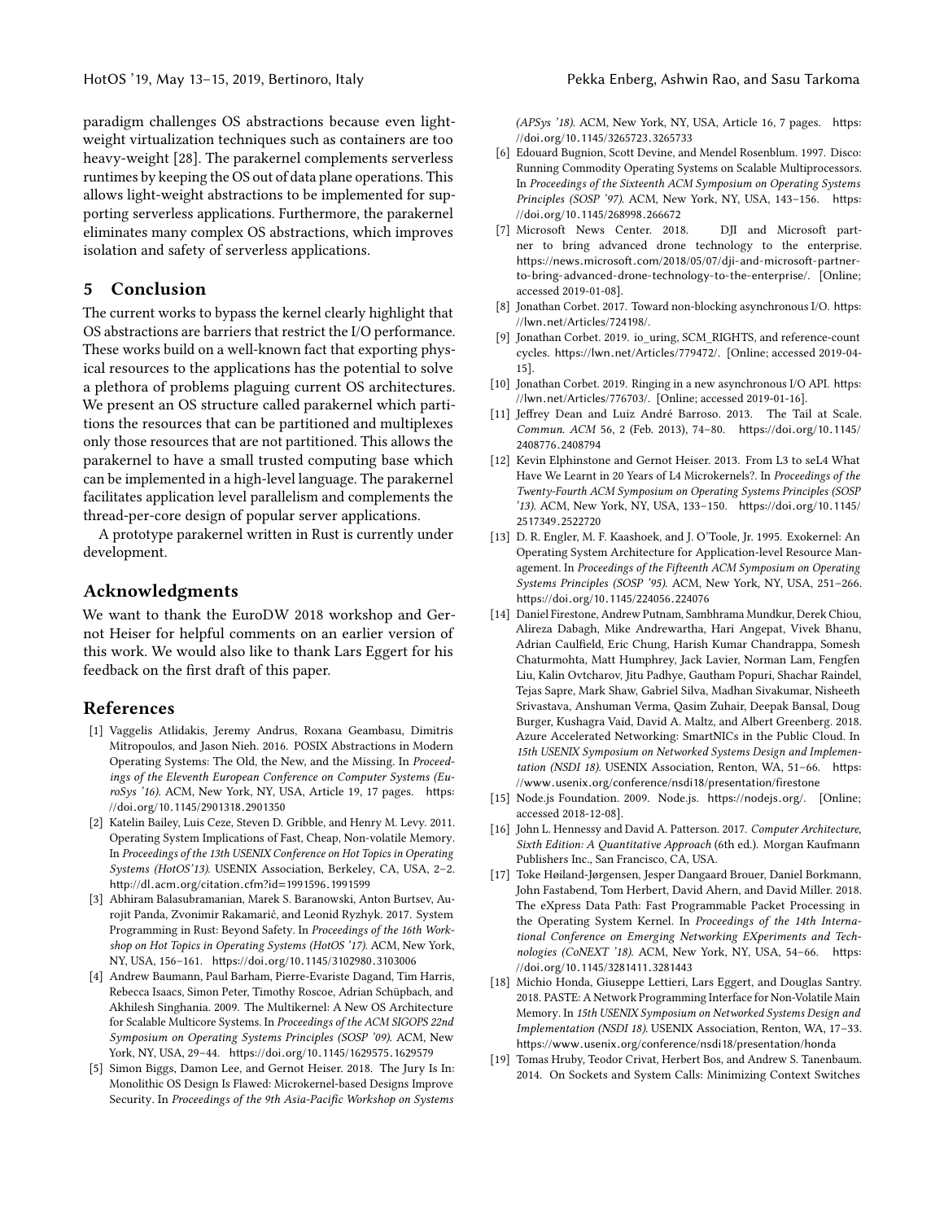paradigm challenges OS abstractions because even light-weight virtualization techniques such as containers are too heavy-weight [28]. The parakernel complements serverless runtimes by keeping the OS out of data plane operations. This allows light-weight abstractions to be implemented for supporting serverless applications. Furthermore, the parakernel eliminates many complex OS abstractions, which improves isolation and safety of serverless applications.

## 5 Conclusion

The current works to bypass the kernel clearly highlight that OS abstractions are barriers that restrict the I/O performance. These works build on a well-known fact that exporting physical resources to the applications has the potential to solve a plethora of problems plaguing current OS architectures. We present an OS structure called parakernel which partitions the resources that can be partitioned and multiplexes only those resources that are not partitioned. This allows the parakernel to have a small trusted computing base which can be implemented in a high-level language. The parakernel facilitates application level parallelism and complements the thread-per-core design of popular server applications.

A prototype parakernel written in Rust is currently under development.

## Acknowledgments

We want to thank the EuroDW 2018 workshop and Gernot Heiser for helpful comments on an earlier version of this work. We would also like to thank Lars Eggert for his feedback on the first draft of this paper.

## References

[1] Vaggelis Atlidakis, Jeremy Andrus, Roxana Geambasu, Dimitris Mitropoulos, and Jason Nieh. 2016. POSIX Abstractions in Modern Operating Systems: The Old, the New, and the Missing. In *Proceedings of the Eleventh European Conference on Computer Systems (EuroSys '16)*. ACM, New York, NY, USA, Article 19, 17 pages. https://doi.org/10.1145/2901318.2901350

[2] Katelin Bailey, Luis Ceze, Steven D. Gribble, and Henry M. Levy. 2011. Operating System Implications of Fast, Cheap, Non-volatile Memory. In *Proceedings of the 13th USENIX Conference on Hot Topics in Operating Systems (HotOS'13)*. USENIX Association, Berkeley, CA, USA, 2–2. http://dl.acm.org/citation.cfm?id=1991596.1991599

[3] Abhiram Balasubramanian, Marek S. Baranowski, Anton Burtsev, Aurojit Panda, Zvonimir Rakamarić, and Leonid Ryzhyk. 2017. System Programming in Rust: Beyond Safety. In *Proceedings of the 16th Workshop on Hot Topics in Operating Systems (HotOS '17)*. ACM, New York, NY, USA, 156–161. https://doi.org/10.1145/3102980.3103006

[4] Andrew Baumann, Paul Barham, Pierre-Evariste Dagand, Tim Harris, Rebecca Isaacs, Simon Peter, Timothy Roscoe, Adrian Schüpbach, and Akhilesh Singhania. 2009. The Multikernel: A New OS Architecture for Scalable Multicore Systems. In *Proceedings of the ACM SIGOPS 22nd Symposium on Operating Systems Principles (SOSP '09)*. ACM, New York, NY, USA, 29–44. https://doi.org/10.1145/1629575.1629579

[5] Simon Biggs, Damon Lee, and Gernot Heiser. 2018. The Jury Is In: Monolithic OS Design Is Flawed: Microkernel-based Designs Improve Security. In *Proceedings of the 9th Asia-Pacific Workshop on Systems (APSys '18)*. ACM, New York, NY, USA, Article 16, 7 pages. https://doi.org/10.1145/3265723.3265733

[6] Edouard Bugnion, Scott Devine, and Mendel Rosenblum. 1997. Disco: Running Commodity Operating Systems on Scalable Multiprocessors. In *Proceedings of the Sixteenth ACM Symposium on Operating Systems Principles (SOSP '97)*. ACM, New York, NY, USA, 143–156. https://doi.org/10.1145/268998.266672

[7] Microsoft News Center. 2018. DJI and Microsoft partner to bring advanced drone technology to the enterprise. https://news.microsoft.com/2018/05/07/dji-and-microsoft-partner-to-bring-advanced-drone-technology-to-the-enterprise/. [Online; accessed 2019-01-08].

[8] Jonathan Corbet. 2017. Toward non-blocking asynchronous I/O. https://lwn.net/Articles/724198/.

[9] Jonathan Corbet. 2019. io_uring, SCM_RIGHTS, and reference-count cycles. https://lwn.net/Articles/779472/. [Online; accessed 2019-04-15].

[10] Jonathan Corbet. 2019. Ringing in a new asynchronous I/O API. https://lwn.net/Articles/776703/. [Online; accessed 2019-01-16].

[11] Jeffrey Dean and Luiz André Barroso. 2013. The Tail at Scale. *Commun. ACM* 56, 2 (Feb. 2013), 74–80. https://doi.org/10.1145/2408776.2408794

[12] Kevin Elphinstone and Gernot Heiser. 2013. From L3 to seL4 What Have We Learnt in 20 Years of L4 Microkernels?. In *Proceedings of the Twenty-Fourth ACM Symposium on Operating Systems Principles (SOSP '13)*. ACM, New York, NY, USA, 133–150. https://doi.org/10.1145/2517349.2522720

[13] D. R. Engler, M. F. Kaashoek, and J. O'Toole, Jr. 1995. Exokernel: An Operating System Architecture for Application-level Resource Management. In *Proceedings of the Fifteenth ACM Symposium on Operating Systems Principles (SOSP '95)*. ACM, New York, NY, USA, 251–266. https://doi.org/10.1145/224056.224076

[14] Daniel Firestone, Andrew Putnam, Sambhrama Mundkur, Derek Chiou, Alireza Dabagh, Mike Andrewartha, Hari Angepat, Vivek Bhanu, Adrian Caulfield, Eric Chung, Harish Kumar Chandrappa, Somesh Chaturmohta, Matt Humphrey, Jack Lavier, Norman Lam, Fengfen Liu, Kalin Ovtcharov, Jitu Padhye, Gautham Popuri, Shachar Raindel, Tejas Sapre, Mark Shaw, Gabriel Silva, Madhan Sivakumar, Nisheeth Srivastava, Anshuman Verma, Qasim Zuhair, Deepak Bansal, Doug Burger, Kushagra Vaid, David A. Maltz, and Albert Greenberg. 2018. Azure Accelerated Networking: SmartNICs in the Public Cloud. In *15th USENIX Symposium on Networked Systems Design and Implementation (NSDI 18)*. USENIX Association, Renton, WA, 51–66. https://www.usenix.org/conference/nsdi18/presentation/firestone

[15] Node.js Foundation. 2009. Node.js. https://nodejs.org/. [Online; accessed 2018-12-08].

[16] John L. Hennessy and David A. Patterson. 2017. *Computer Architecture, Sixth Edition: A Quantitative Approach* (6th ed.). Morgan Kaufmann Publishers Inc., San Francisco, CA, USA.

[17] Toke Høiland-Jørgensen, Jesper Dangaard Brouer, Daniel Borkmann, John Fastabend, Tom Herbert, David Ahern, and David Miller. 2018. The eXpress Data Path: Fast Programmable Packet Processing in the Operating System Kernel. In *Proceedings of the 14th International Conference on Emerging Networking EXperiments and Technologies (CoNEXT '18)*. ACM, New York, NY, USA, 54–66. https://doi.org/10.1145/3281411.3281443

[18] Michio Honda, Giuseppe Lettieri, Lars Eggert, and Douglas Santry. 2018. PASTE: A Network Programming Interface for Non-Volatile Main Memory. In *15th USENIX Symposium on Networked Systems Design and Implementation (NSDI 18)*. USENIX Association, Renton, WA, 17–33. https://www.usenix.org/conference/nsdi18/presentation/honda

[19] Tomas Hruby, Teodor Crivat, Herbert Bos, and Andrew S. Tanenbaum. 2014. On Sockets and System Calls: Minimizing Context Switches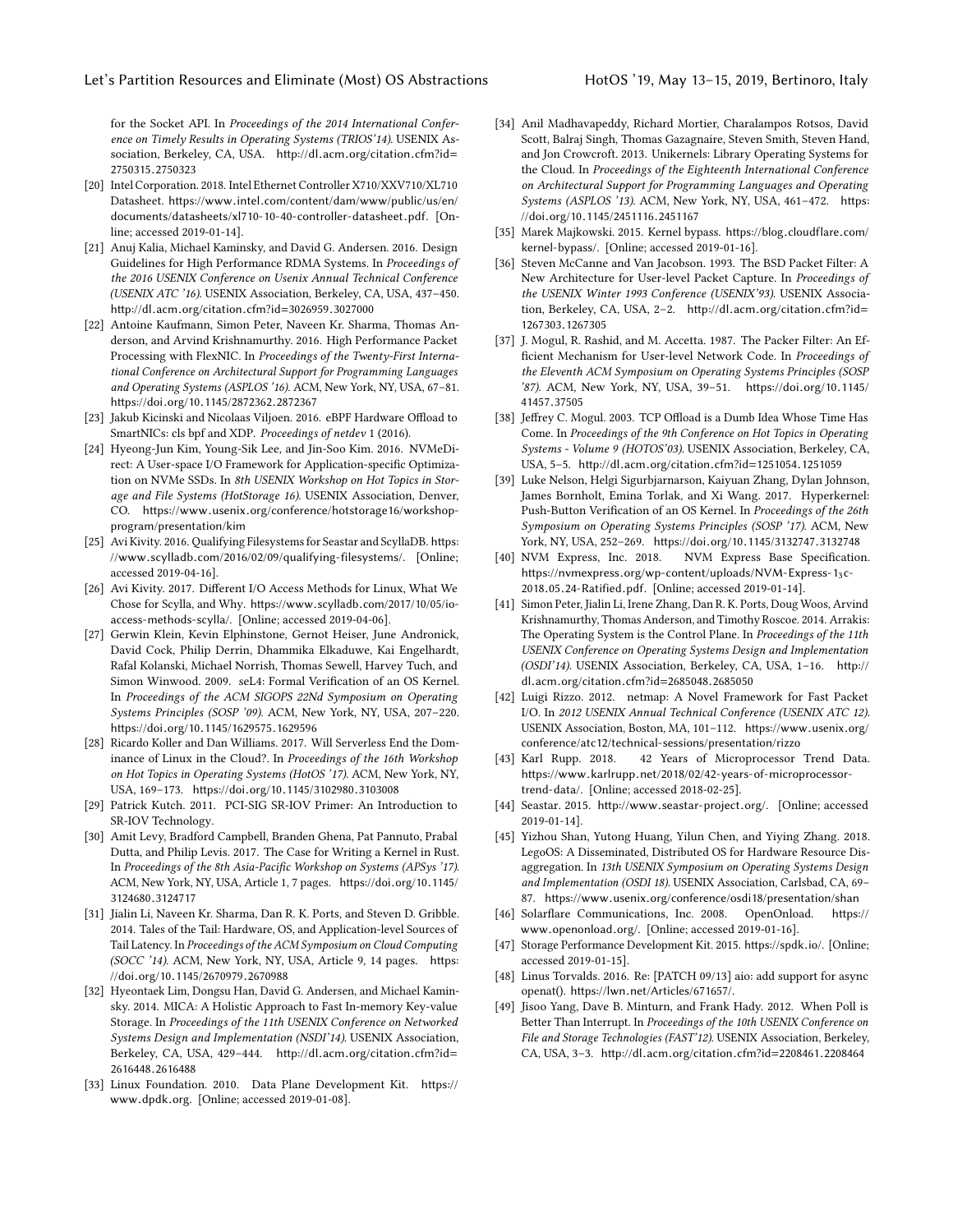for the Socket API. In *Proceedings of the 2014 International Conference on Timely Results in Operating Systems (TRIOS'14)*. USENIX Association, Berkeley, CA, USA. http://dl.acm.org/citation.cfm?id=2750315.2750323

[20] Intel Corporation. 2018. Intel Ethernet Controller X710/XXV710/XL710 Datasheet. https://www.intel.com/content/dam/www/public/us/en/documents/datasheets/xl710-10-40-controller-datasheet.pdf. [Online; accessed 2019-01-14].

[21] Anuj Kalia, Michael Kaminsky, and David G. Andersen. 2016. Design Guidelines for High Performance RDMA Systems. In *Proceedings of the 2016 USENIX Conference on Usenix Annual Technical Conference (USENIX ATC '16)*. USENIX Association, Berkeley, CA, USA, 437–450. http://dl.acm.org/citation.cfm?id=3026959.3027000

[22] Antoine Kaufmann, Simon Peter, Naveen Kr. Sharma, Thomas Anderson, and Arvind Krishnamurthy. 2016. High Performance Packet Processing with FlexNIC. In *Proceedings of the Twenty-First International Conference on Architectural Support for Programming Languages and Operating Systems (ASPLOS '16)*. ACM, New York, NY, USA, 67–81. https://doi.org/10.1145/2872362.2872367

[23] Jakub Kicinski and Nicolaas Viljoen. 2016. eBPF Hardware Offload to SmartNICs: cls bpf and XDP. *Proceedings of netdev* 1 (2016).

[24] Hyeong-Jun Kim, Young-Sik Lee, and Jin-Soo Kim. 2016. NVMeDirect: A User-space I/O Framework for Application-specific Optimization on NVMe SSDs. In *8th USENIX Workshop on Hot Topics in Storage and File Systems (HotStorage 16)*. USENIX Association, Denver, CO. https://www.usenix.org/conference/hotstorage16/workshop-program/presentation/kim

[25] Avi Kivity. 2016. Qualifying Filesystems for Seastar and ScyllaDB. https://www.scylladb.com/2016/02/09/qualifying-filesystems/. [Online; accessed 2019-04-16].

[26] Avi Kivity. 2017. Different I/O Access Methods for Linux, What We Chose for Scylla, and Why. https://www.scylladb.com/2017/10/05/io-access-methods-scylla/. [Online; accessed 2019-04-06].

[27] Gerwin Klein, Kevin Elphinstone, Gernot Heiser, June Andronick, David Cock, Philip Derrin, Dhammika Elkaduwe, Kai Engelhardt, Rafal Kolanski, Michael Norrish, Thomas Sewell, Harvey Tuch, and Simon Winwood. 2009. seL4: Formal Verification of an OS Kernel. In *Proceedings of the ACM SIGOPS 22Nd Symposium on Operating Systems Principles (SOSP '09)*. ACM, New York, NY, USA, 207–220. https://doi.org/10.1145/1629575.1629596

[28] Ricardo Koller and Dan Williams. 2017. Will Serverless End the Dominance of Linux in the Cloud?. In *Proceedings of the 16th Workshop on Hot Topics in Operating Systems (HotOS '17)*. ACM, New York, NY, USA, 169–173. https://doi.org/10.1145/3102980.3103008

[29] Patrick Kutch. 2011. PCI-SIG SR-IOV Primer: An Introduction to SR-IOV Technology.

[30] Amit Levy, Bradford Campbell, Branden Ghena, Pat Pannuto, Prabal Dutta, and Philip Levis. 2017. The Case for Writing a Kernel in Rust. In *Proceedings of the 8th Asia-Pacific Workshop on Systems (APSys '17)*. ACM, New York, NY, USA, Article 1, 7 pages. https://doi.org/10.1145/3124680.3124717

[31] Jialin Li, Naveen Kr. Sharma, Dan R. K. Ports, and Steven D. Gribble. 2014. Tales of the Tail: Hardware, OS, and Application-level Sources of Tail Latency. In *Proceedings of the ACM Symposium on Cloud Computing (SOCC '14)*. ACM, New York, NY, USA, Article 9, 14 pages. https://doi.org/10.1145/2670979.2670988

[32] Hyeontaek Lim, Dongsu Han, David G. Andersen, and Michael Kaminsky. 2014. MICA: A Holistic Approach to Fast In-memory Key-value Storage. In *Proceedings of the 11th USENIX Conference on Networked Systems Design and Implementation (NSDI'14)*. USENIX Association, Berkeley, CA, USA, 429–444. http://dl.acm.org/citation.cfm?id=2616448.2616488

[33] Linux Foundation. 2010. Data Plane Development Kit. https://www.dpdk.org. [Online; accessed 2019-01-08].

[34] Anil Madhavapeddy, Richard Mortier, Charalampos Rotsos, David Scott, Balraj Singh, Thomas Gazagnaire, Steven Smith, Steven Hand, and Jon Crowcroft. 2013. Unikernels: Library Operating Systems for the Cloud. In *Proceedings of the Eighteenth International Conference on Architectural Support for Programming Languages and Operating Systems (ASPLOS '13)*. ACM, New York, NY, USA, 461–472. https://doi.org/10.1145/2451116.2451167

[35] Marek Majkowski. 2015. Kernel bypass. https://blog.cloudflare.com/kernel-bypass/. [Online; accessed 2019-01-16].

[36] Steven McCanne and Van Jacobson. 1993. The BSD Packet Filter: A New Architecture for User-level Packet Capture. In *Proceedings of the USENIX Winter 1993 Conference (USENIX'93)*. USENIX Association, Berkeley, CA, USA, 2–2. http://dl.acm.org/citation.cfm?id=1267303.1267305

[37] J. Mogul, R. Rashid, and M. Accetta. 1987. The Packer Filter: An Efficient Mechanism for User-level Network Code. In *Proceedings of the Eleventh ACM Symposium on Operating Systems Principles (SOSP '87)*. ACM, New York, NY, USA, 39–51. https://doi.org/10.1145/41457.37505

[38] Jeffrey C. Mogul. 2003. TCP Offload is a Dumb Idea Whose Time Has Come. In *Proceedings of the 9th Conference on Hot Topics in Operating Systems - Volume 9 (HOTOS'03)*. USENIX Association, Berkeley, CA, USA, 5–5. http://dl.acm.org/citation.cfm?id=1251054.1251059

[39] Luke Nelson, Helgi Sigurbjarnarson, Kaiyuan Zhang, Dylan Johnson, James Bornholt, Emina Torlak, and Xi Wang. 2017. Hyperkernel: Push-Button Verification of an OS Kernel. In *Proceedings of the 26th Symposium on Operating Systems Principles (SOSP '17)*. ACM, New York, NY, USA, 252–269. https://doi.org/10.1145/3132747.3132748

[40] NVM Express, Inc. 2018. NVM Express Base Specification. https://nvmexpress.org/wp-content/uploads/NVM-Express-1_3c-2018.05.24-Ratified.pdf. [Online; accessed 2019-01-14].

[41] Simon Peter, Jialin Li, Irene Zhang, Dan R. K. Ports, Doug Woos, Arvind Krishnamurthy, Thomas Anderson, and Timothy Roscoe. 2014. Arrakis: The Operating System is the Control Plane. In *Proceedings of the 11th USENIX Conference on Operating Systems Design and Implementation (OSDI'14)*. USENIX Association, Berkeley, CA, USA, 1–16. http://dl.acm.org/citation.cfm?id=2685048.2685050

[42] Luigi Rizzo. 2012. netmap: A Novel Framework for Fast Packet I/O. In *2012 USENIX Annual Technical Conference (USENIX ATC 12)*. USENIX Association, Boston, MA, 101–112. https://www.usenix.org/conference/atc12/technical-sessions/presentation/rizzo

[43] Karl Rupp. 2018. 42 Years of Microprocessor Trend Data. https://www.karlrupp.net/2018/02/42-years-of-microprocessor-trend-data/. [Online; accessed 2018-02-25].

[44] Seastar. 2015. http://www.seastar-project.org/. [Online; accessed 2019-01-14].

[45] Yizhou Shan, Yutong Huang, Yilun Chen, and Yiying Zhang. 2018. LegoOS: A Disseminated, Distributed OS for Hardware Resource Disaggregation. In *13th USENIX Symposium on Operating Systems Design and Implementation (OSDI 18)*. USENIX Association, Carlsbad, CA, 69–87. https://www.usenix.org/conference/osdi18/presentation/shan

[46] Solarflare Communications, Inc. 2008. OpenOnload. https://www.openonload.org/. [Online; accessed 2019-01-16].

[47] Storage Performance Development Kit. 2015. https://spdk.io/. [Online; accessed 2019-01-15].

[48] Linus Torvalds. 2016. Re: [PATCH 09/13] aio: add support for async openat(). https://lwn.net/Articles/671657/.

[49] Jisoo Yang, Dave B. Minturn, and Frank Hady. 2012. When Poll is Better Than Interrupt. In *Proceedings of the 10th USENIX Conference on File and Storage Technologies (FAST'12)*. USENIX Association, Berkeley, CA, USA, 3–3. http://dl.acm.org/citation.cfm?id=2208461.2208464